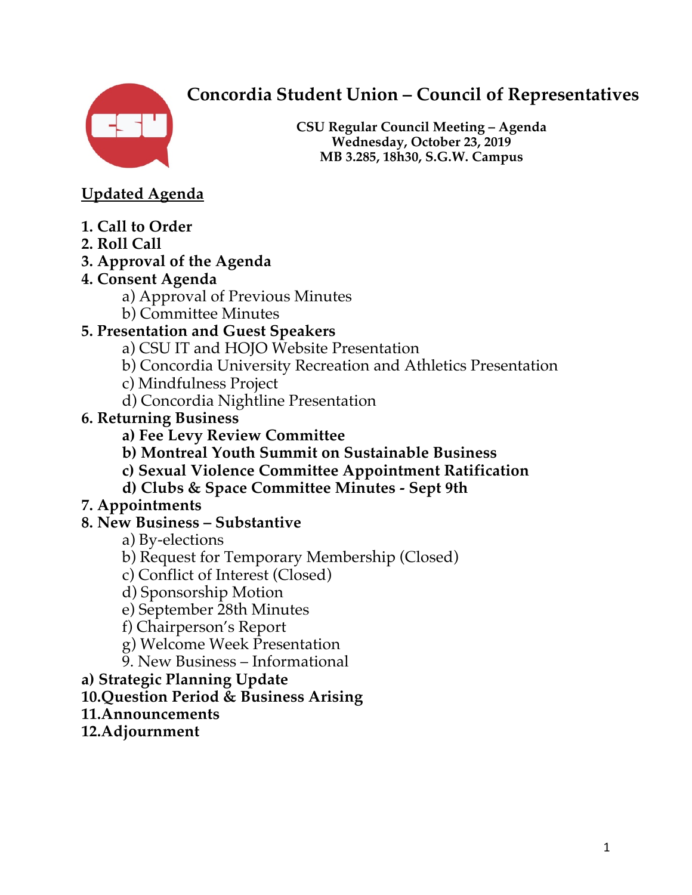# Concordia Student Union – Council of Representatives

**CSU Regular Council Meeting – Agenda**
**Wednesday, October 23, 2019**
**MB 3.285, 18h30, S.G.W. Campus**

## Updated Agenda

**1. Call to Order**
**2. Roll Call**
**3. Approval of the Agenda**
**4. Consent Agenda**
 a) Approval of Previous Minutes
 b) Committee Minutes
**5. Presentation and Guest Speakers**
 a) CSU IT and HOJO Website Presentation
 b) Concordia University Recreation and Athletics Presentation
 c) Mindfulness Project
 d) Concordia Nightline Presentation
**6. Returning Business**
 **a) Fee Levy Review Committee**
 **b) Montreal Youth Summit on Sustainable Business**
 **c) Sexual Violence Committee Appointment Ratification**
 **d) Clubs & Space Committee Minutes - Sept 9th**
**7. Appointments**
**8. New Business – Substantive**
 a) By-elections
 b) Request for Temporary Membership (Closed)
 c) Conflict of Interest (Closed)
 d) Sponsorship Motion
 e) September 28th Minutes
 f) Chairperson's Report
 g) Welcome Week Presentation
 9. New Business – Informational
**a) Strategic Planning Update**
**10.Question Period & Business Arising**
**11.Announcements**
**12.Adjournment**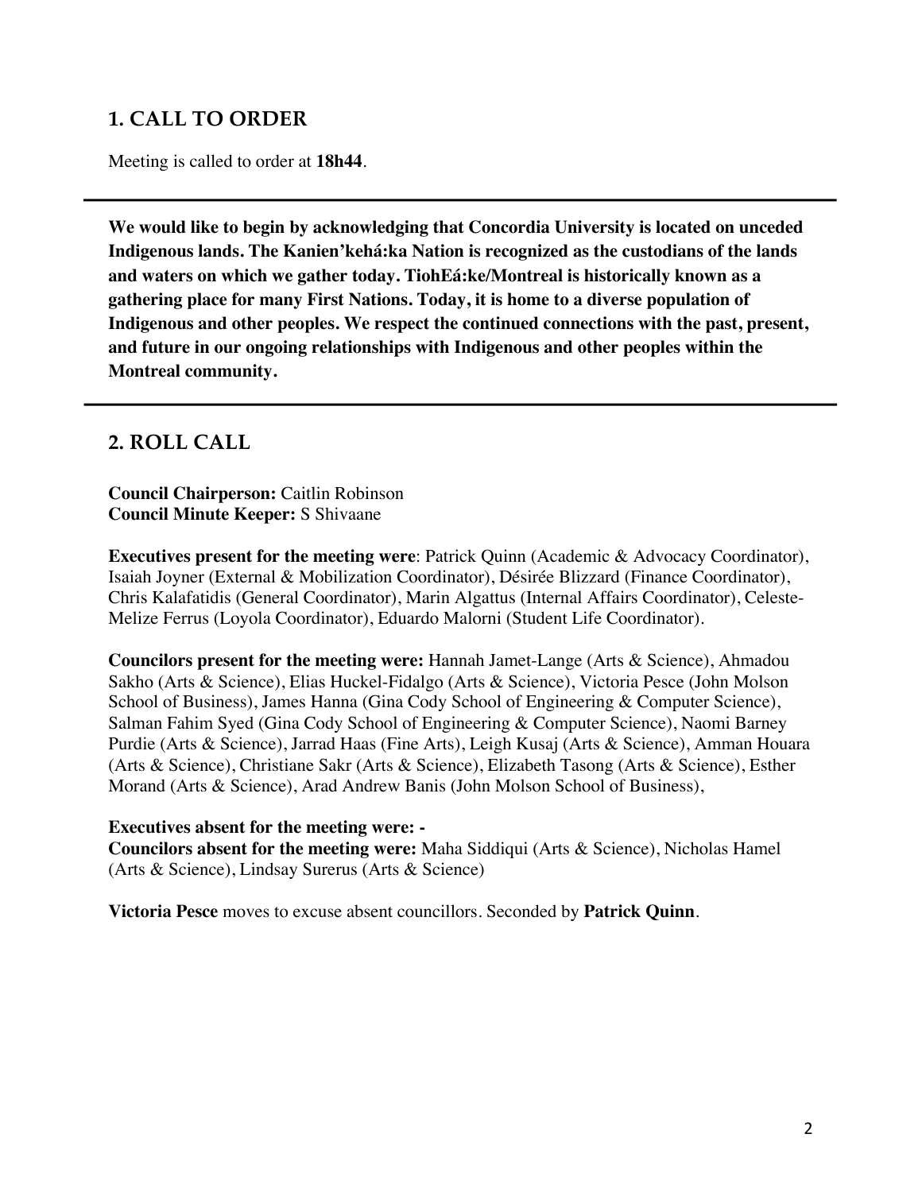## 1. CALL TO ORDER

Meeting is called to order at **18h44**.

---

**We would like to begin by acknowledging that Concordia University is located on unceded Indigenous lands. The Kanien'kehá:ka Nation is recognized as the custodians of the lands and waters on which we gather today. TiohEá:ke/Montreal is historically known as a gathering place for many First Nations. Today, it is home to a diverse population of Indigenous and other peoples. We respect the continued connections with the past, present, and future in our ongoing relationships with Indigenous and other peoples within the Montreal community.**

---

## 2. ROLL CALL

**Council Chairperson:** Caitlin Robinson
**Council Minute Keeper:** S Shivaane

**Executives present for the meeting were**: Patrick Quinn (Academic & Advocacy Coordinator), Isaiah Joyner (External & Mobilization Coordinator), Désirée Blizzard (Finance Coordinator), Chris Kalafatidis (General Coordinator), Marin Algattus (Internal Affairs Coordinator), Celeste-Melize Ferrus (Loyola Coordinator), Eduardo Malorni (Student Life Coordinator).

**Councilors present for the meeting were:** Hannah Jamet-Lange (Arts & Science), Ahmadou Sakho (Arts & Science), Elias Huckel-Fidalgo (Arts & Science), Victoria Pesce (John Molson School of Business), James Hanna (Gina Cody School of Engineering & Computer Science), Salman Fahim Syed (Gina Cody School of Engineering & Computer Science), Naomi Barney Purdie (Arts & Science), Jarrad Haas (Fine Arts), Leigh Kusaj (Arts & Science), Amman Houara (Arts & Science), Christiane Sakr (Arts & Science), Elizabeth Tasong (Arts & Science), Esther Morand (Arts & Science), Arad Andrew Banis (John Molson School of Business),

**Executives absent for the meeting were: -**
**Councilors absent for the meeting were:** Maha Siddiqui (Arts & Science), Nicholas Hamel (Arts & Science), Lindsay Surerus (Arts & Science)

**Victoria Pesce** moves to excuse absent councillors. Seconded by **Patrick Quinn**.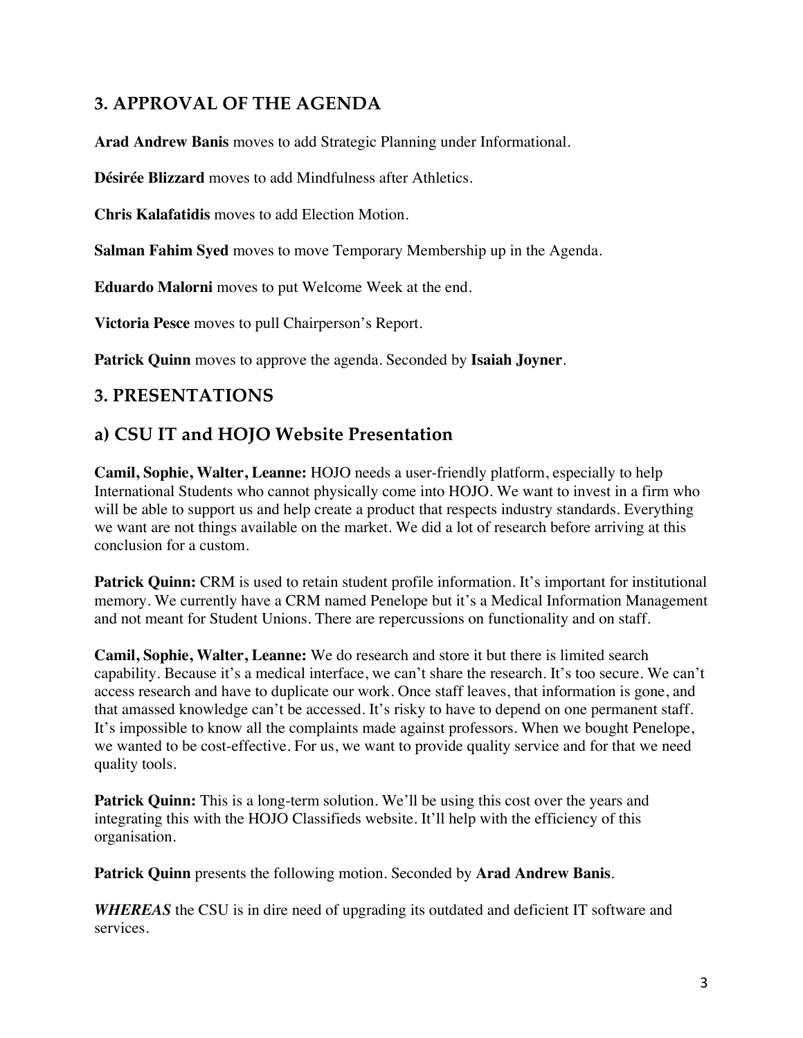## 3. APPROVAL OF THE AGENDA

**Arad Andrew Banis** moves to add Strategic Planning under Informational.

**Désirée Blizzard** moves to add Mindfulness after Athletics.

**Chris Kalafatidis** moves to add Election Motion.

**Salman Fahim Syed** moves to move Temporary Membership up in the Agenda.

**Eduardo Malorni** moves to put Welcome Week at the end.

**Victoria Pesce** moves to pull Chairperson's Report.

**Patrick Quinn** moves to approve the agenda. Seconded by **Isaiah Joyner**.

## 3. PRESENTATIONS

## a) CSU IT and HOJO Website Presentation

**Camil, Sophie, Walter, Leanne:** HOJO needs a user-friendly platform, especially to help International Students who cannot physically come into HOJO. We want to invest in a firm who will be able to support us and help create a product that respects industry standards. Everything we want are not things available on the market. We did a lot of research before arriving at this conclusion for a custom.

**Patrick Quinn:** CRM is used to retain student profile information. It's important for institutional memory. We currently have a CRM named Penelope but it's a Medical Information Management and not meant for Student Unions. There are repercussions on functionality and on staff.

**Camil, Sophie, Walter, Leanne:** We do research and store it but there is limited search capability. Because it's a medical interface, we can't share the research. It's too secure. We can't access research and have to duplicate our work. Once staff leaves, that information is gone, and that amassed knowledge can't be accessed. It's risky to have to depend on one permanent staff. It's impossible to know all the complaints made against professors. When we bought Penelope, we wanted to be cost-effective. For us, we want to provide quality service and for that we need quality tools.

**Patrick Quinn:** This is a long-term solution. We'll be using this cost over the years and integrating this with the HOJO Classifieds website. It'll help with the efficiency of this organisation.

**Patrick Quinn** presents the following motion. Seconded by **Arad Andrew Banis**.

***WHEREAS*** the CSU is in dire need of upgrading its outdated and deficient IT software and services.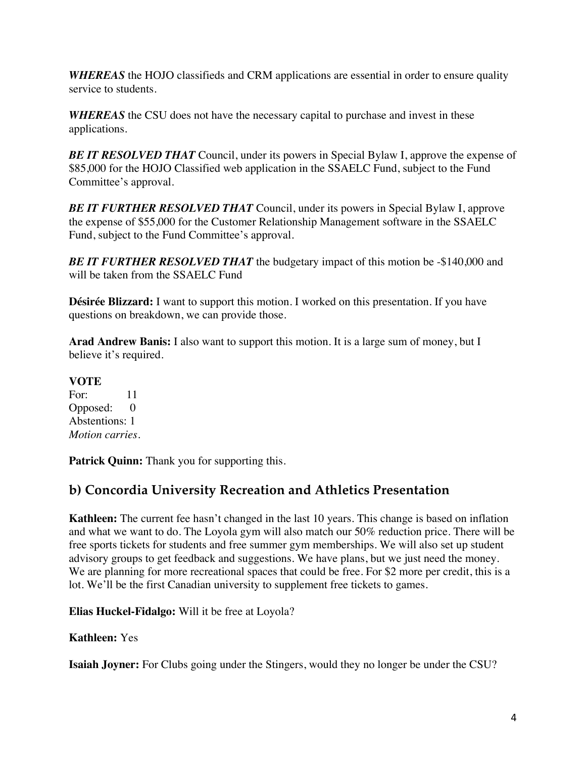***WHEREAS*** the HOJO classifieds and CRM applications are essential in order to ensure quality service to students.

***WHEREAS*** the CSU does not have the necessary capital to purchase and invest in these applications.

***BE IT RESOLVED THAT*** Council, under its powers in Special Bylaw I, approve the expense of $85,000 for the HOJO Classified web application in the SSAELC Fund, subject to the Fund Committee's approval.

***BE IT FURTHER RESOLVED THAT*** Council, under its powers in Special Bylaw I, approve the expense of $55,000 for the Customer Relationship Management software in the SSAELC Fund, subject to the Fund Committee's approval.

***BE IT FURTHER RESOLVED THAT*** the budgetary impact of this motion be -$140,000 and will be taken from the SSAELC Fund

**Désirée Blizzard:** I want to support this motion. I worked on this presentation. If you have questions on breakdown, we can provide those.

**Arad Andrew Banis:** I also want to support this motion. It is a large sum of money, but I believe it's required.

**VOTE**
For: 11
Opposed: 0
Abstentions: 1
*Motion carries.*

**Patrick Quinn:** Thank you for supporting this.

## b) Concordia University Recreation and Athletics Presentation

**Kathleen:** The current fee hasn't changed in the last 10 years. This change is based on inflation and what we want to do. The Loyola gym will also match our 50% reduction price. There will be free sports tickets for students and free summer gym memberships. We will also set up student advisory groups to get feedback and suggestions. We have plans, but we just need the money. We are planning for more recreational spaces that could be free. For $2 more per credit, this is a lot. We'll be the first Canadian university to supplement free tickets to games.

**Elias Huckel-Fidalgo:** Will it be free at Loyola?

**Kathleen:** Yes

**Isaiah Joyner:** For Clubs going under the Stingers, would they no longer be under the CSU?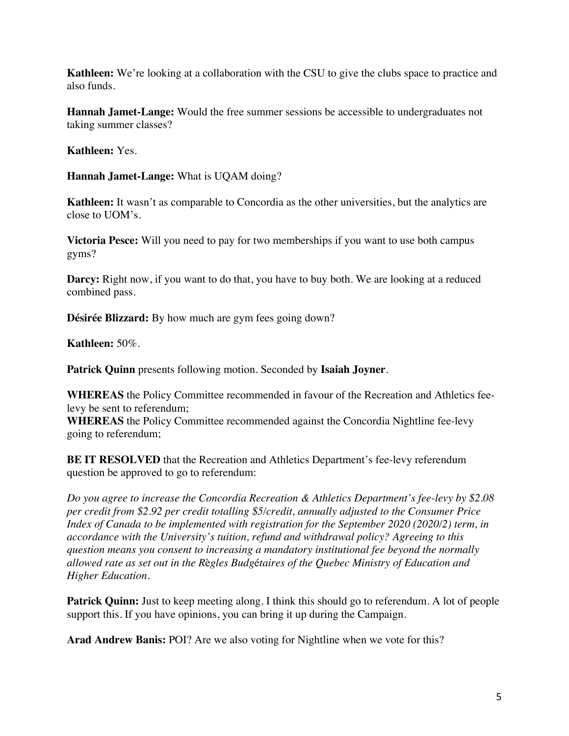**Kathleen:** We're looking at a collaboration with the CSU to give the clubs space to practice and also funds.

**Hannah Jamet-Lange:** Would the free summer sessions be accessible to undergraduates not taking summer classes?

**Kathleen:** Yes.

**Hannah Jamet-Lange:** What is UQAM doing?

**Kathleen:** It wasn't as comparable to Concordia as the other universities, but the analytics are close to UOM's.

**Victoria Pesce:** Will you need to pay for two memberships if you want to use both campus gyms?

**Darcy:** Right now, if you want to do that, you have to buy both. We are looking at a reduced combined pass.

**Désirée Blizzard:** By how much are gym fees going down?

**Kathleen:** 50%.

**Patrick Quinn** presents following motion. Seconded by **Isaiah Joyner**.

**WHEREAS** the Policy Committee recommended in favour of the Recreation and Athletics fee-levy be sent to referendum;
**WHEREAS** the Policy Committee recommended against the Concordia Nightline fee-levy going to referendum;

**BE IT RESOLVED** that the Recreation and Athletics Department's fee-levy referendum question be approved to go to referendum:

*Do you agree to increase the Concordia Recreation & Athletics Department's fee-levy by $2.08 per credit from $2.92 per credit totalling $5/credit, annually adjusted to the Consumer Price Index of Canada to be implemented with registration for the September 2020 (2020/2) term, in accordance with the University's tuition, refund and withdrawal policy? Agreeing to this question means you consent to increasing a mandatory institutional fee beyond the normally allowed rate as set out in the Règles Budgétaires of the Quebec Ministry of Education and Higher Education.*

**Patrick Quinn:** Just to keep meeting along. I think this should go to referendum. A lot of people support this. If you have opinions, you can bring it up during the Campaign.

**Arad Andrew Banis:** POI? Are we also voting for Nightline when we vote for this?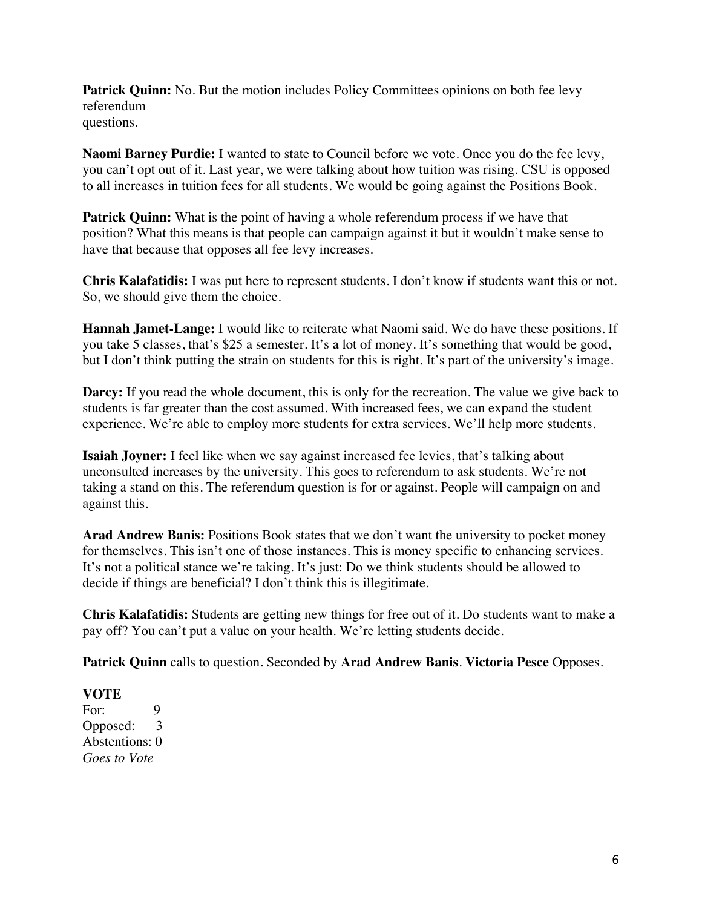**Patrick Quinn:** No. But the motion includes Policy Committees opinions on both fee levy referendum questions.

**Naomi Barney Purdie:** I wanted to state to Council before we vote. Once you do the fee levy, you can't opt out of it. Last year, we were talking about how tuition was rising. CSU is opposed to all increases in tuition fees for all students. We would be going against the Positions Book.

**Patrick Quinn:** What is the point of having a whole referendum process if we have that position? What this means is that people can campaign against it but it wouldn't make sense to have that because that opposes all fee levy increases.

**Chris Kalafatidis:** I was put here to represent students. I don't know if students want this or not. So, we should give them the choice.

**Hannah Jamet-Lange:** I would like to reiterate what Naomi said. We do have these positions. If you take 5 classes, that's $25 a semester. It's a lot of money. It's something that would be good, but I don't think putting the strain on students for this is right. It's part of the university's image.

**Darcy:** If you read the whole document, this is only for the recreation. The value we give back to students is far greater than the cost assumed. With increased fees, we can expand the student experience. We're able to employ more students for extra services. We'll help more students.

**Isaiah Joyner:** I feel like when we say against increased fee levies, that's talking about unconsulted increases by the university. This goes to referendum to ask students. We're not taking a stand on this. The referendum question is for or against. People will campaign on and against this.

**Arad Andrew Banis:** Positions Book states that we don't want the university to pocket money for themselves. This isn't one of those instances. This is money specific to enhancing services. It's not a political stance we're taking. It's just: Do we think students should be allowed to decide if things are beneficial? I don't think this is illegitimate.

**Chris Kalafatidis:** Students are getting new things for free out of it. Do students want to make a pay off? You can't put a value on your health. We're letting students decide.

**Patrick Quinn** calls to question. Seconded by **Arad Andrew Banis**. **Victoria Pesce** Opposes.

**VOTE**
For: 9
Opposed: 3
Abstentions: 0
*Goes to Vote*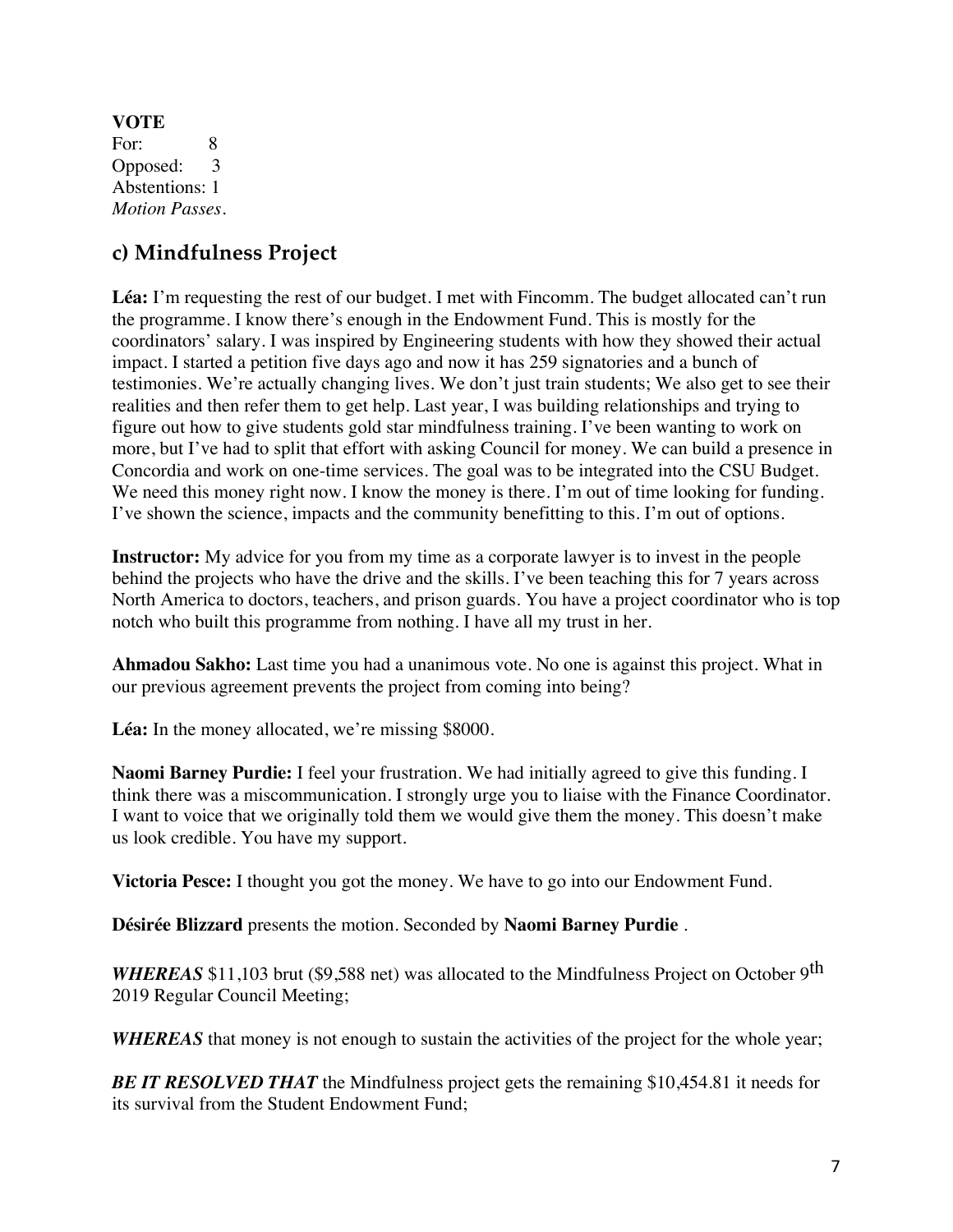**VOTE**
For: 8
Opposed: 3
Abstentions: 1
*Motion Passes.*

## c) Mindfulness Project

**Léa:** I'm requesting the rest of our budget. I met with Fincomm. The budget allocated can't run the programme. I know there's enough in the Endowment Fund. This is mostly for the coordinators' salary. I was inspired by Engineering students with how they showed their actual impact. I started a petition five days ago and now it has 259 signatories and a bunch of testimonies. We're actually changing lives. We don't just train students; We also get to see their realities and then refer them to get help. Last year, I was building relationships and trying to figure out how to give students gold star mindfulness training. I've been wanting to work on more, but I've had to split that effort with asking Council for money. We can build a presence in Concordia and work on one-time services. The goal was to be integrated into the CSU Budget. We need this money right now. I know the money is there. I'm out of time looking for funding. I've shown the science, impacts and the community benefitting to this. I'm out of options.

**Instructor:** My advice for you from my time as a corporate lawyer is to invest in the people behind the projects who have the drive and the skills. I've been teaching this for 7 years across North America to doctors, teachers, and prison guards. You have a project coordinator who is top notch who built this programme from nothing. I have all my trust in her.

**Ahmadou Sakho:** Last time you had a unanimous vote. No one is against this project. What in our previous agreement prevents the project from coming into being?

**Léa:** In the money allocated, we're missing $8000.

**Naomi Barney Purdie:** I feel your frustration. We had initially agreed to give this funding. I think there was a miscommunication. I strongly urge you to liaise with the Finance Coordinator. I want to voice that we originally told them we would give them the money. This doesn't make us look credible. You have my support.

**Victoria Pesce:** I thought you got the money. We have to go into our Endowment Fund.

**Désirée Blizzard** presents the motion. Seconded by **Naomi Barney Purdie** .

***WHEREAS*** $11,103 brut ($9,588 net) was allocated to the Mindfulness Project on October 9th 2019 Regular Council Meeting;

***WHEREAS*** that money is not enough to sustain the activities of the project for the whole year;

***BE IT RESOLVED THAT*** the Mindfulness project gets the remaining $10,454.81 it needs for its survival from the Student Endowment Fund;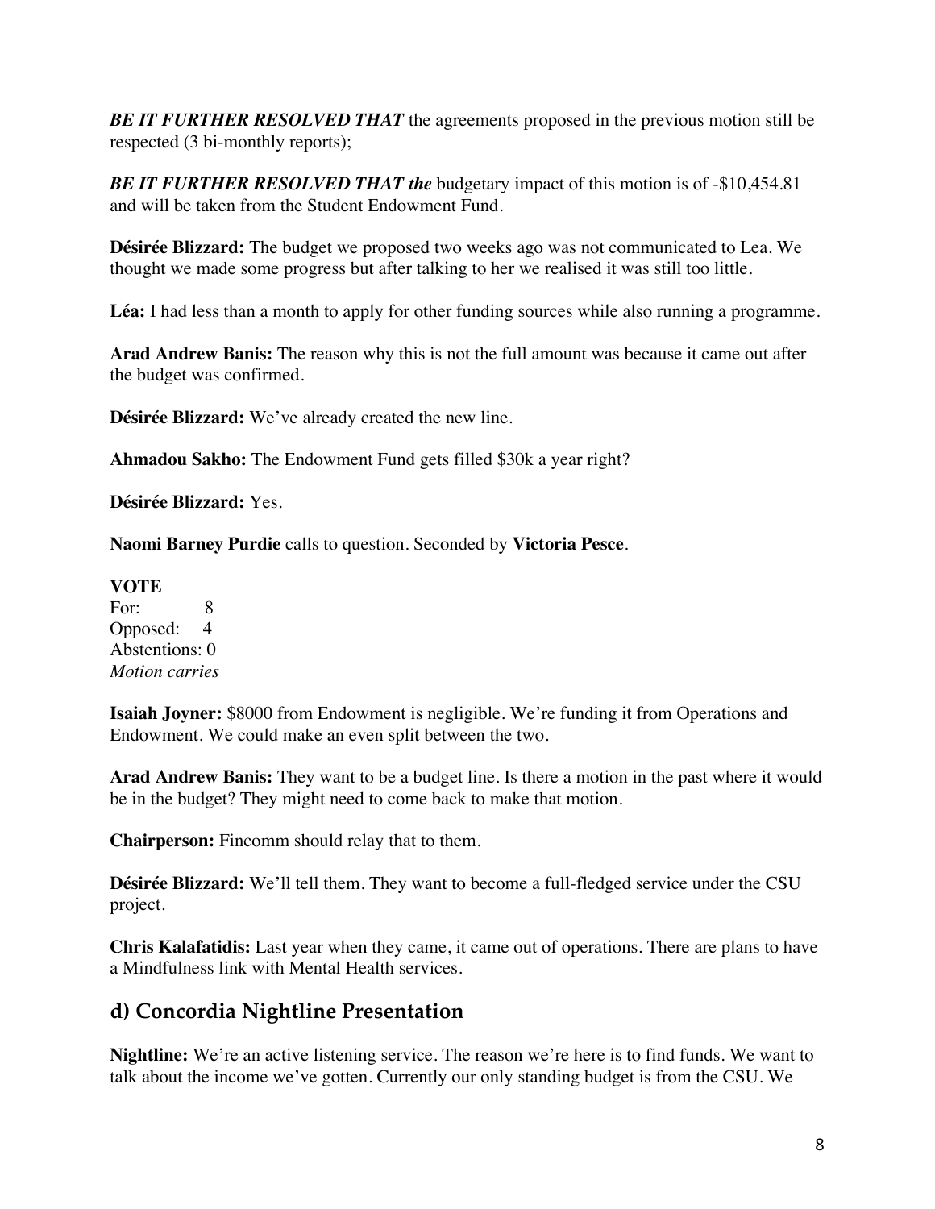***BE IT FURTHER RESOLVED THAT*** the agreements proposed in the previous motion still be respected (3 bi-monthly reports);

***BE IT FURTHER RESOLVED THAT the*** budgetary impact of this motion is of -$10,454.81 and will be taken from the Student Endowment Fund.

**Désirée Blizzard:** The budget we proposed two weeks ago was not communicated to Lea. We thought we made some progress but after talking to her we realised it was still too little.

**Léa:** I had less than a month to apply for other funding sources while also running a programme.

**Arad Andrew Banis:** The reason why this is not the full amount was because it came out after the budget was confirmed.

**Désirée Blizzard:** We've already created the new line.

**Ahmadou Sakho:** The Endowment Fund gets filled $30k a year right?

**Désirée Blizzard:** Yes.

**Naomi Barney Purdie** calls to question. Seconded by **Victoria Pesce**.

**VOTE**
For: 8
Opposed: 4
Abstentions: 0
*Motion carries*

**Isaiah Joyner:** $8000 from Endowment is negligible. We're funding it from Operations and Endowment. We could make an even split between the two.

**Arad Andrew Banis:** They want to be a budget line. Is there a motion in the past where it would be in the budget? They might need to come back to make that motion.

**Chairperson:** Fincomm should relay that to them.

**Désirée Blizzard:** We'll tell them. They want to become a full-fledged service under the CSU project.

**Chris Kalafatidis:** Last year when they came, it came out of operations. There are plans to have a Mindfulness link with Mental Health services.

## d) Concordia Nightline Presentation

**Nightline:** We're an active listening service. The reason we're here is to find funds. We want to talk about the income we've gotten. Currently our only standing budget is from the CSU. We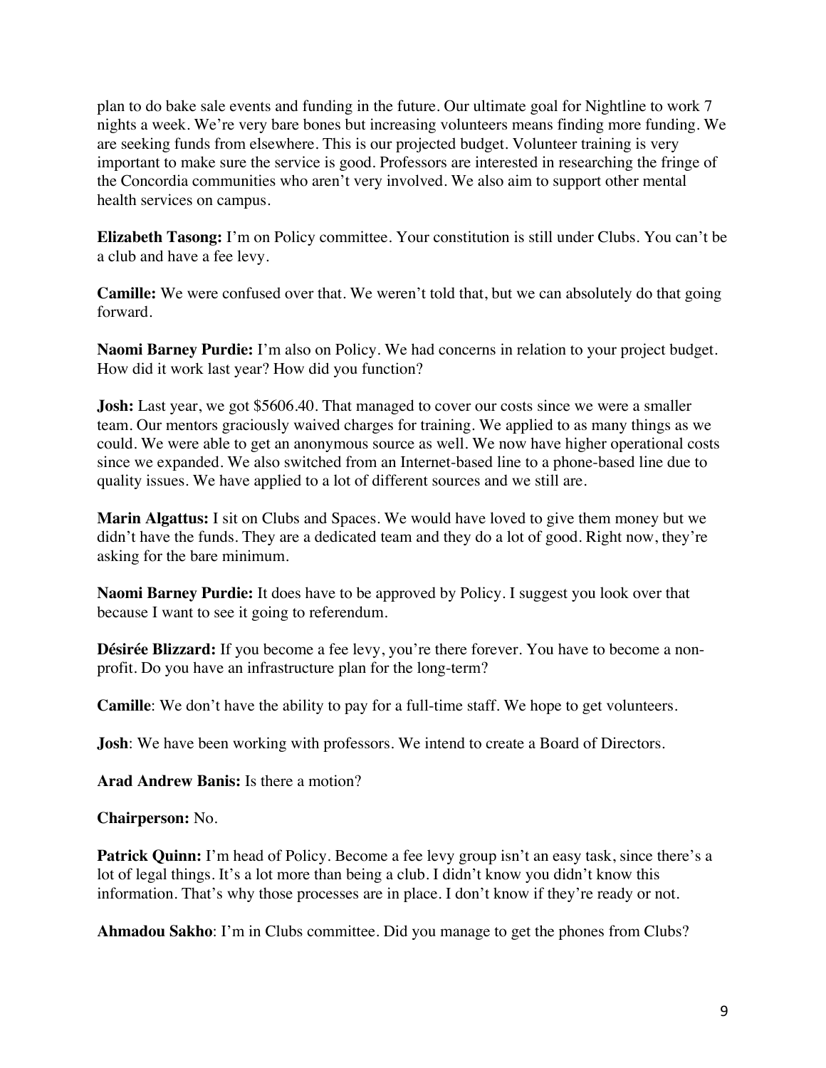plan to do bake sale events and funding in the future. Our ultimate goal for Nightline to work 7 nights a week. We're very bare bones but increasing volunteers means finding more funding. We are seeking funds from elsewhere. This is our projected budget. Volunteer training is very important to make sure the service is good. Professors are interested in researching the fringe of the Concordia communities who aren't very involved. We also aim to support other mental health services on campus.

**Elizabeth Tasong:** I'm on Policy committee. Your constitution is still under Clubs. You can't be a club and have a fee levy.

**Camille:** We were confused over that. We weren't told that, but we can absolutely do that going forward.

**Naomi Barney Purdie:** I'm also on Policy. We had concerns in relation to your project budget. How did it work last year? How did you function?

**Josh:** Last year, we got $5606.40. That managed to cover our costs since we were a smaller team. Our mentors graciously waived charges for training. We applied to as many things as we could. We were able to get an anonymous source as well. We now have higher operational costs since we expanded. We also switched from an Internet-based line to a phone-based line due to quality issues. We have applied to a lot of different sources and we still are.

**Marin Algattus:** I sit on Clubs and Spaces. We would have loved to give them money but we didn't have the funds. They are a dedicated team and they do a lot of good. Right now, they're asking for the bare minimum.

**Naomi Barney Purdie:** It does have to be approved by Policy. I suggest you look over that because I want to see it going to referendum.

**Désirée Blizzard:** If you become a fee levy, you're there forever. You have to become a non-profit. Do you have an infrastructure plan for the long-term?

**Camille**: We don't have the ability to pay for a full-time staff. We hope to get volunteers.

**Josh**: We have been working with professors. We intend to create a Board of Directors.

**Arad Andrew Banis:** Is there a motion?

**Chairperson:** No.

**Patrick Quinn:** I'm head of Policy. Become a fee levy group isn't an easy task, since there's a lot of legal things. It's a lot more than being a club. I didn't know you didn't know this information. That's why those processes are in place. I don't know if they're ready or not.

**Ahmadou Sakho**: I'm in Clubs committee. Did you manage to get the phones from Clubs?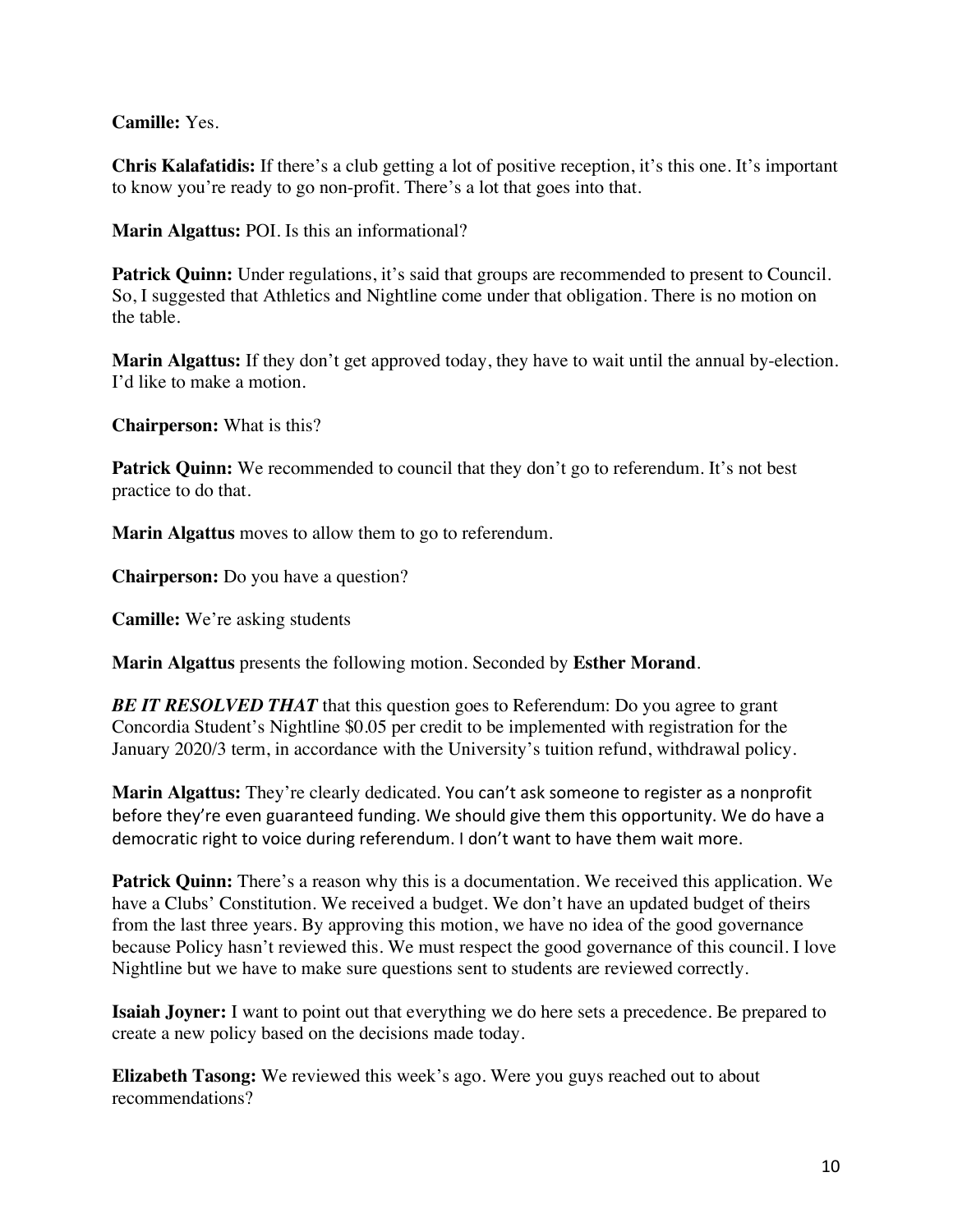**Camille:** Yes.

**Chris Kalafatidis:** If there's a club getting a lot of positive reception, it's this one. It's important to know you're ready to go non-profit. There's a lot that goes into that.

**Marin Algattus:** POI. Is this an informational?

**Patrick Quinn:** Under regulations, it's said that groups are recommended to present to Council. So, I suggested that Athletics and Nightline come under that obligation. There is no motion on the table.

**Marin Algattus:** If they don't get approved today, they have to wait until the annual by-election. I'd like to make a motion.

**Chairperson:** What is this?

**Patrick Quinn:** We recommended to council that they don't go to referendum. It's not best practice to do that.

**Marin Algattus** moves to allow them to go to referendum.

**Chairperson:** Do you have a question?

**Camille:** We're asking students

**Marin Algattus** presents the following motion. Seconded by **Esther Morand**.

***BE IT RESOLVED THAT*** that this question goes to Referendum: Do you agree to grant Concordia Student's Nightline $0.05 per credit to be implemented with registration for the January 2020/3 term, in accordance with the University's tuition refund, withdrawal policy.

**Marin Algattus:** They're clearly dedicated. You can't ask someone to register as a nonprofit before they're even guaranteed funding. We should give them this opportunity. We do have a democratic right to voice during referendum. I don't want to have them wait more.

**Patrick Quinn:** There's a reason why this is a documentation. We received this application. We have a Clubs' Constitution. We received a budget. We don't have an updated budget of theirs from the last three years. By approving this motion, we have no idea of the good governance because Policy hasn't reviewed this. We must respect the good governance of this council. I love Nightline but we have to make sure questions sent to students are reviewed correctly.

**Isaiah Joyner:** I want to point out that everything we do here sets a precedence. Be prepared to create a new policy based on the decisions made today.

**Elizabeth Tasong:** We reviewed this week's ago. Were you guys reached out to about recommendations?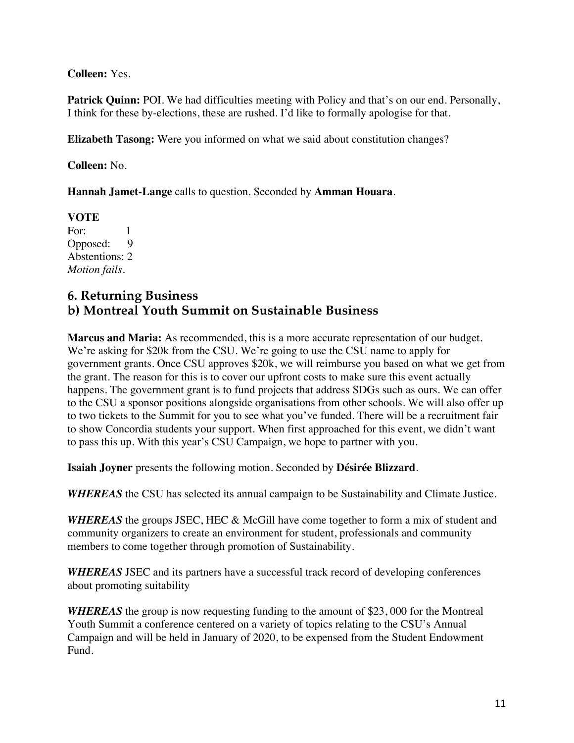**Colleen:** Yes.

**Patrick Quinn:** POI. We had difficulties meeting with Policy and that's on our end. Personally, I think for these by-elections, these are rushed. I'd like to formally apologise for that.

**Elizabeth Tasong:** Were you informed on what we said about constitution changes?

**Colleen:** No.

**Hannah Jamet-Lange** calls to question. Seconded by **Amman Houara**.

**VOTE**
For: 1
Opposed: 9
Abstentions: 2
*Motion fails.*

## 6. Returning Business
## b) Montreal Youth Summit on Sustainable Business

**Marcus and Maria:** As recommended, this is a more accurate representation of our budget. We're asking for $20k from the CSU. We're going to use the CSU name to apply for government grants. Once CSU approves $20k, we will reimburse you based on what we get from the grant. The reason for this is to cover our upfront costs to make sure this event actually happens. The government grant is to fund projects that address SDGs such as ours. We can offer to the CSU a sponsor positions alongside organisations from other schools. We will also offer up to two tickets to the Summit for you to see what you've funded. There will be a recruitment fair to show Concordia students your support. When first approached for this event, we didn't want to pass this up. With this year's CSU Campaign, we hope to partner with you.

**Isaiah Joyner** presents the following motion. Seconded by **Désirée Blizzard**.

***WHEREAS*** the CSU has selected its annual campaign to be Sustainability and Climate Justice.

***WHEREAS*** the groups JSEC, HEC & McGill have come together to form a mix of student and community organizers to create an environment for student, professionals and community members to come together through promotion of Sustainability.

***WHEREAS*** JSEC and its partners have a successful track record of developing conferences about promoting suitability

***WHEREAS*** the group is now requesting funding to the amount of $23, 000 for the Montreal Youth Summit a conference centered on a variety of topics relating to the CSU's Annual Campaign and will be held in January of 2020, to be expensed from the Student Endowment Fund.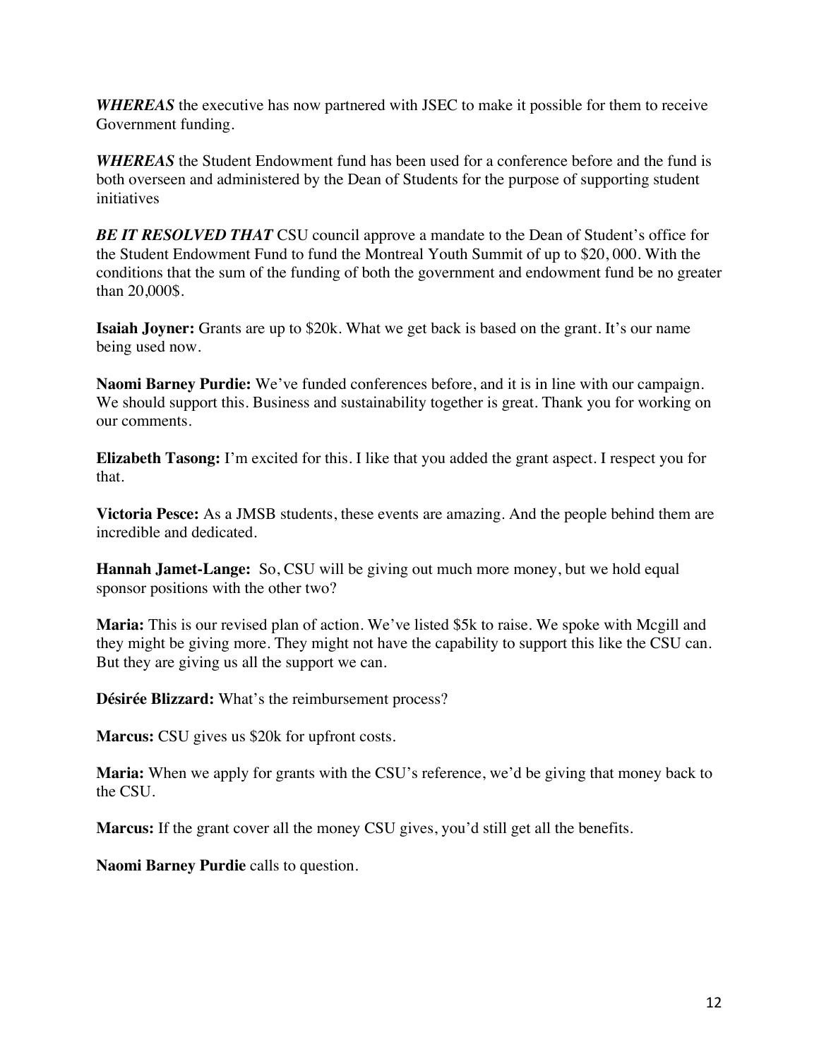***WHEREAS*** the executive has now partnered with JSEC to make it possible for them to receive Government funding.

***WHEREAS*** the Student Endowment fund has been used for a conference before and the fund is both overseen and administered by the Dean of Students for the purpose of supporting student initiatives

***BE IT RESOLVED THAT*** CSU council approve a mandate to the Dean of Student's office for the Student Endowment Fund to fund the Montreal Youth Summit of up to $20, 000. With the conditions that the sum of the funding of both the government and endowment fund be no greater than 20,000$.

**Isaiah Joyner:** Grants are up to $20k. What we get back is based on the grant. It's our name being used now.

**Naomi Barney Purdie:** We've funded conferences before, and it is in line with our campaign. We should support this. Business and sustainability together is great. Thank you for working on our comments.

**Elizabeth Tasong:** I'm excited for this. I like that you added the grant aspect. I respect you for that.

**Victoria Pesce:** As a JMSB students, these events are amazing. And the people behind them are incredible and dedicated.

**Hannah Jamet-Lange:** So, CSU will be giving out much more money, but we hold equal sponsor positions with the other two?

**Maria:** This is our revised plan of action. We've listed $5k to raise. We spoke with Mcgill and they might be giving more. They might not have the capability to support this like the CSU can. But they are giving us all the support we can.

**Désirée Blizzard:** What's the reimbursement process?

**Marcus:** CSU gives us $20k for upfront costs.

**Maria:** When we apply for grants with the CSU's reference, we'd be giving that money back to the CSU.

**Marcus:** If the grant cover all the money CSU gives, you'd still get all the benefits.

**Naomi Barney Purdie** calls to question.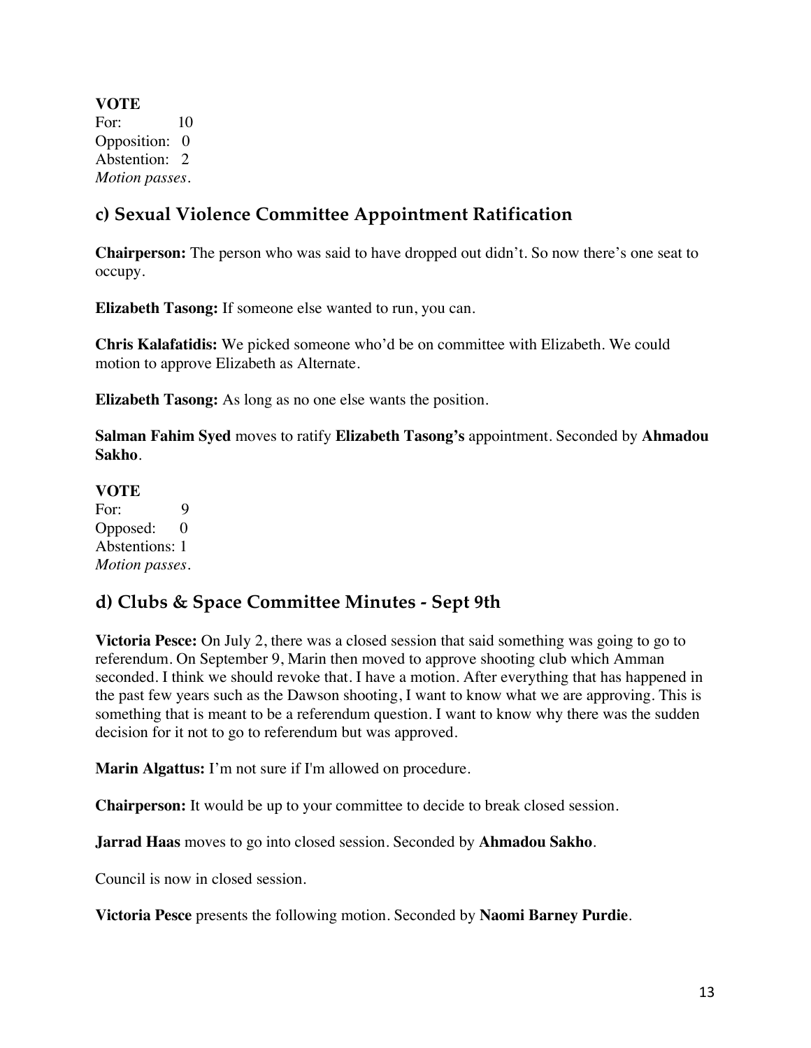**VOTE**
For: 10
Opposition: 0
Abstention: 2
*Motion passes.*

## c) Sexual Violence Committee Appointment Ratification

**Chairperson:** The person who was said to have dropped out didn't. So now there's one seat to occupy.

**Elizabeth Tasong:** If someone else wanted to run, you can.

**Chris Kalafatidis:** We picked someone who'd be on committee with Elizabeth. We could motion to approve Elizabeth as Alternate.

**Elizabeth Tasong:** As long as no one else wants the position.

**Salman Fahim Syed** moves to ratify **Elizabeth Tasong's** appointment. Seconded by **Ahmadou Sakho**.

**VOTE**
For: 9
Opposed: 0
Abstentions: 1
*Motion passes.*

## d) Clubs & Space Committee Minutes - Sept 9th

**Victoria Pesce:** On July 2, there was a closed session that said something was going to go to referendum. On September 9, Marin then moved to approve shooting club which Amman seconded. I think we should revoke that. I have a motion. After everything that has happened in the past few years such as the Dawson shooting, I want to know what we are approving. This is something that is meant to be a referendum question. I want to know why there was the sudden decision for it not to go to referendum but was approved.

**Marin Algattus:** I'm not sure if I'm allowed on procedure.

**Chairperson:** It would be up to your committee to decide to break closed session.

**Jarrad Haas** moves to go into closed session. Seconded by **Ahmadou Sakho**.

Council is now in closed session.

**Victoria Pesce** presents the following motion. Seconded by **Naomi Barney Purdie**.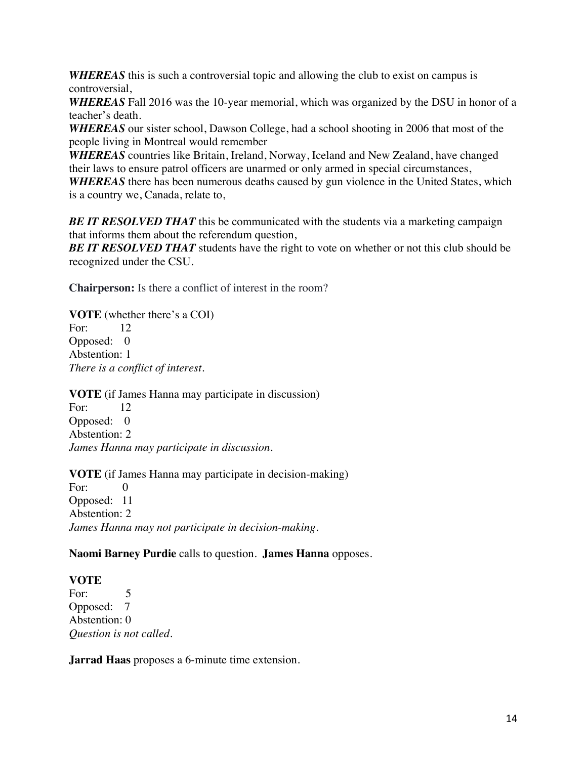***WHEREAS*** this is such a controversial topic and allowing the club to exist on campus is controversial,
***WHEREAS*** Fall 2016 was the 10-year memorial, which was organized by the DSU in honor of a teacher's death.
***WHEREAS*** our sister school, Dawson College, had a school shooting in 2006 that most of the people living in Montreal would remember
***WHEREAS*** countries like Britain, Ireland, Norway, Iceland and New Zealand, have changed their laws to ensure patrol officers are unarmed or only armed in special circumstances,
***WHEREAS*** there has been numerous deaths caused by gun violence in the United States, which is a country we, Canada, relate to,

***BE IT RESOLVED THAT*** this be communicated with the students via a marketing campaign that informs them about the referendum question,
***BE IT RESOLVED THAT*** students have the right to vote on whether or not this club should be recognized under the CSU.

**Chairperson:** Is there a conflict of interest in the room?

**VOTE** (whether there's a COI)
For: 12
Opposed: 0
Abstention: 1
*There is a conflict of interest.*

**VOTE** (if James Hanna may participate in discussion)
For: 12
Opposed: 0
Abstention: 2
*James Hanna may participate in discussion.*

**VOTE** (if James Hanna may participate in decision-making)
For: 0
Opposed: 11
Abstention: 2
*James Hanna may not participate in decision-making.*

**Naomi Barney Purdie** calls to question. **James Hanna** opposes.

**VOTE**
For: 5
Opposed: 7
Abstention: 0
*Question is not called.*

**Jarrad Haas** proposes a 6-minute time extension.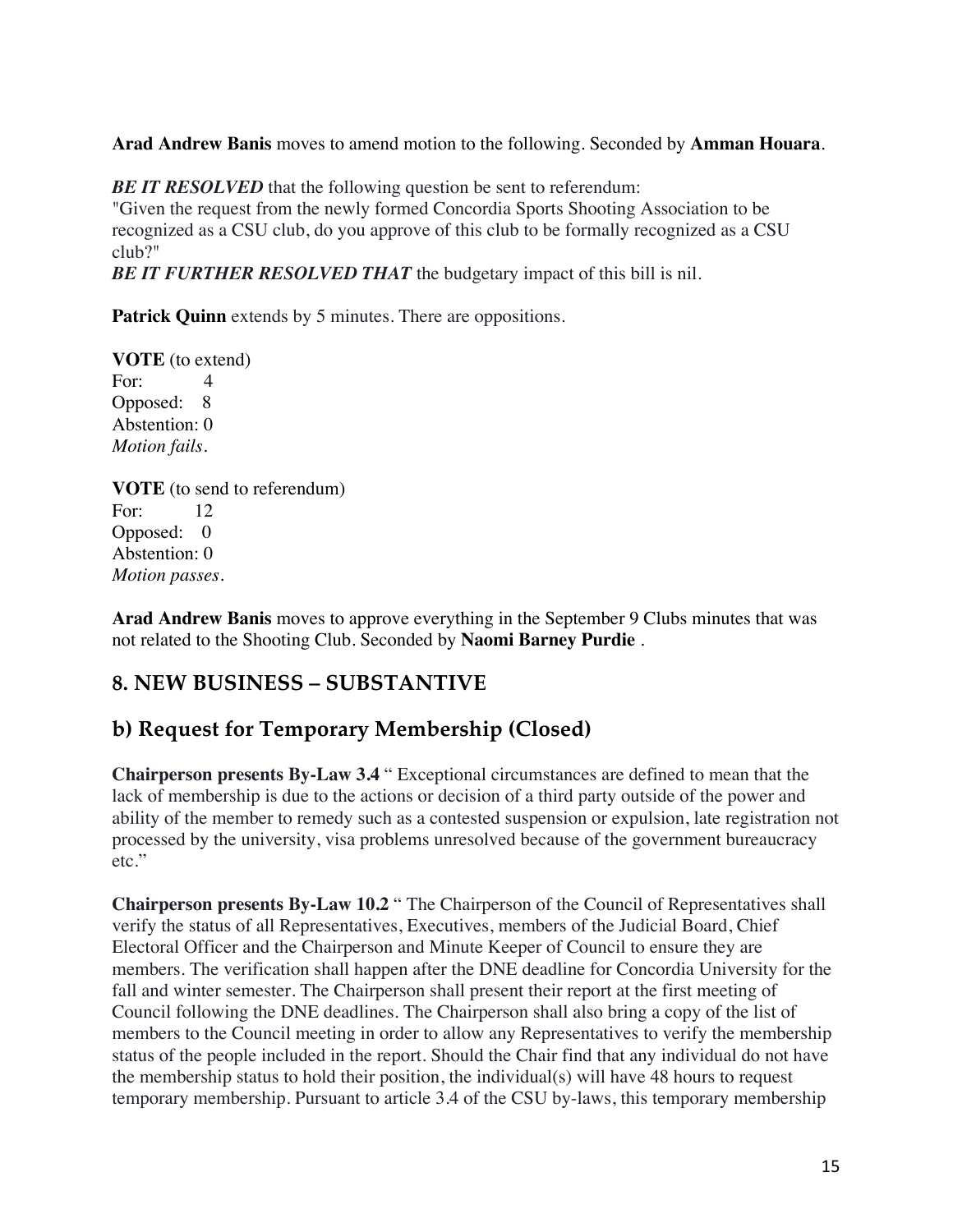**Arad Andrew Banis** moves to amend motion to the following. Seconded by **Amman Houara**.

***BE IT RESOLVED*** that the following question be sent to referendum:
"Given the request from the newly formed Concordia Sports Shooting Association to be recognized as a CSU club, do you approve of this club to be formally recognized as a CSU club?"
***BE IT FURTHER RESOLVED THAT*** the budgetary impact of this bill is nil.

**Patrick Quinn** extends by 5 minutes. There are oppositions.

**VOTE** (to extend)
For: 4
Opposed: 8
Abstention: 0
*Motion fails.*

**VOTE** (to send to referendum)
For: 12
Opposed: 0
Abstention: 0
*Motion passes.*

**Arad Andrew Banis** moves to approve everything in the September 9 Clubs minutes that was not related to the Shooting Club. Seconded by **Naomi Barney Purdie** .

## 8. NEW BUSINESS – SUBSTANTIVE

## b) Request for Temporary Membership (Closed)

**Chairperson presents By-Law 3.4** " Exceptional circumstances are defined to mean that the lack of membership is due to the actions or decision of a third party outside of the power and ability of the member to remedy such as a contested suspension or expulsion, late registration not processed by the university, visa problems unresolved because of the government bureaucracy etc."

**Chairperson presents By-Law 10.2** " The Chairperson of the Council of Representatives shall verify the status of all Representatives, Executives, members of the Judicial Board, Chief Electoral Officer and the Chairperson and Minute Keeper of Council to ensure they are members. The verification shall happen after the DNE deadline for Concordia University for the fall and winter semester. The Chairperson shall present their report at the first meeting of Council following the DNE deadlines. The Chairperson shall also bring a copy of the list of members to the Council meeting in order to allow any Representatives to verify the membership status of the people included in the report. Should the Chair find that any individual do not have the membership status to hold their position, the individual(s) will have 48 hours to request temporary membership. Pursuant to article 3.4 of the CSU by-laws, this temporary membership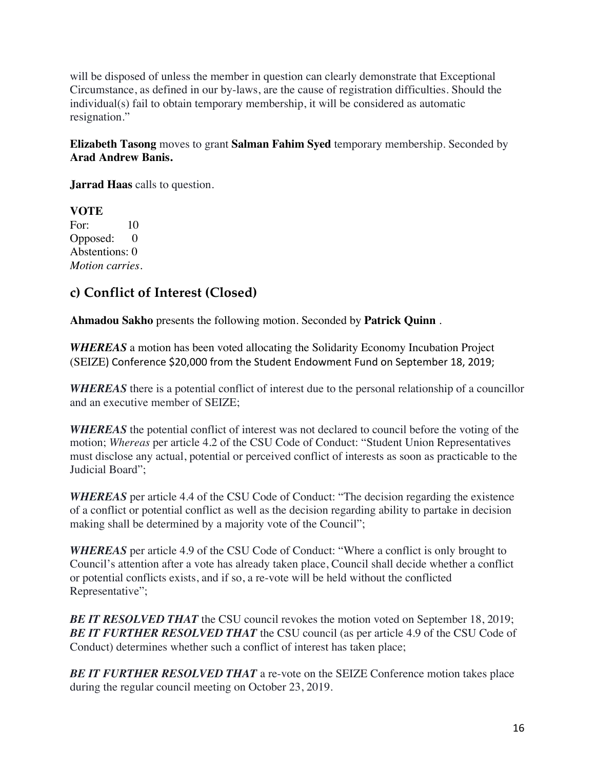will be disposed of unless the member in question can clearly demonstrate that Exceptional Circumstance, as defined in our by-laws, are the cause of registration difficulties. Should the individual(s) fail to obtain temporary membership, it will be considered as automatic resignation."

**Elizabeth Tasong** moves to grant **Salman Fahim Syed** temporary membership. Seconded by **Arad Andrew Banis.**

**Jarrad Haas** calls to question.

**VOTE**
For: 10
Opposed: 0
Abstentions: 0
*Motion carries*.

## c) Conflict of Interest (Closed)

**Ahmadou Sakho** presents the following motion. Seconded by **Patrick Quinn** .

***WHEREAS*** a motion has been voted allocating the Solidarity Economy Incubation Project (SEIZE) Conference $20,000 from the Student Endowment Fund on September 18, 2019;

***WHEREAS*** there is a potential conflict of interest due to the personal relationship of a councillor and an executive member of SEIZE;

***WHEREAS*** the potential conflict of interest was not declared to council before the voting of the motion; *Whereas* per article 4.2 of the CSU Code of Conduct: "Student Union Representatives must disclose any actual, potential or perceived conflict of interests as soon as practicable to the Judicial Board";

***WHEREAS*** per article 4.4 of the CSU Code of Conduct: "The decision regarding the existence of a conflict or potential conflict as well as the decision regarding ability to partake in decision making shall be determined by a majority vote of the Council";

***WHEREAS*** per article 4.9 of the CSU Code of Conduct: "Where a conflict is only brought to Council's attention after a vote has already taken place, Council shall decide whether a conflict or potential conflicts exists, and if so, a re-vote will be held without the conflicted Representative";

***BE IT RESOLVED THAT*** the CSU council revokes the motion voted on September 18, 2019;
***BE IT FURTHER RESOLVED THAT*** the CSU council (as per article 4.9 of the CSU Code of Conduct) determines whether such a conflict of interest has taken place;

***BE IT FURTHER RESOLVED THAT*** a re-vote on the SEIZE Conference motion takes place during the regular council meeting on October 23, 2019.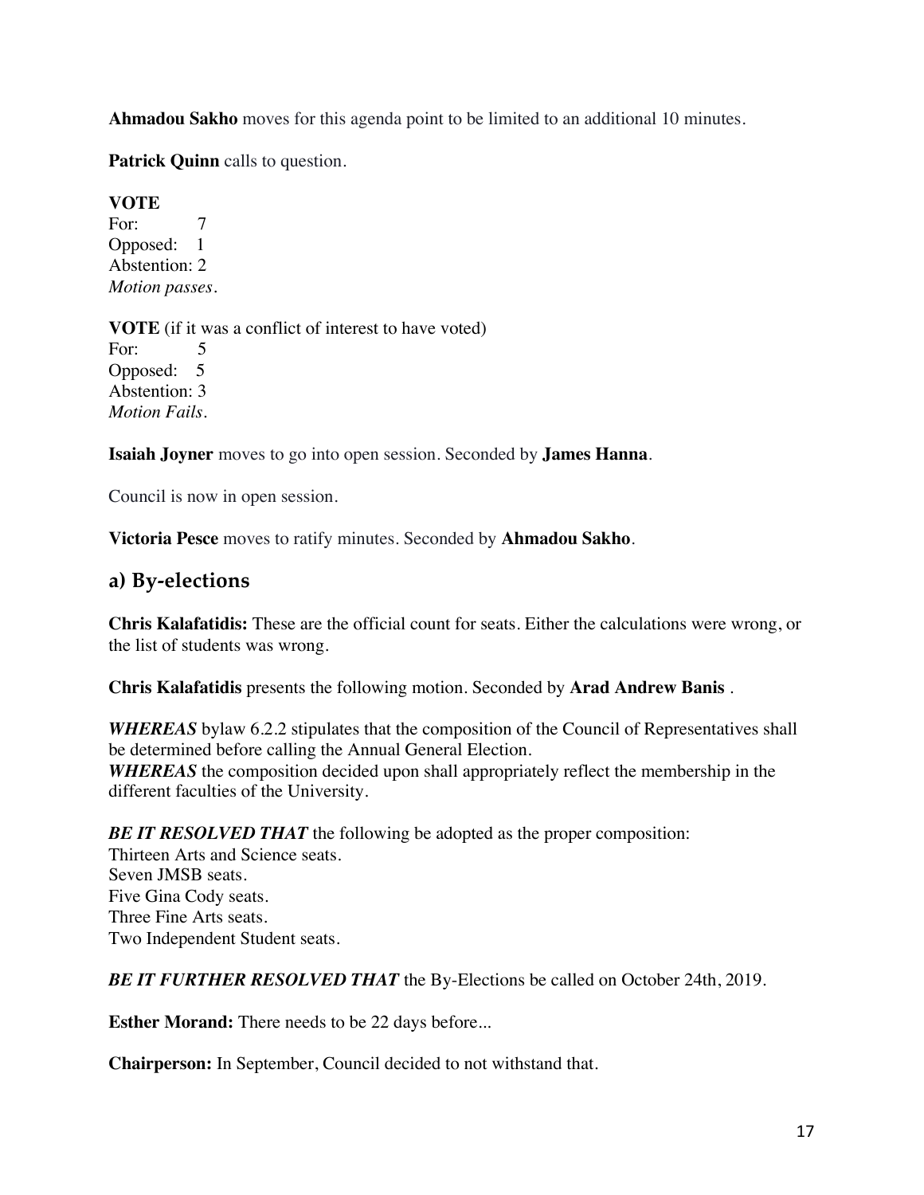**Ahmadou Sakho** moves for this agenda point to be limited to an additional 10 minutes.

**Patrick Quinn** calls to question.

**VOTE**
For: 7
Opposed: 1
Abstention: 2
*Motion passes.*

**VOTE** (if it was a conflict of interest to have voted)
For: 5
Opposed: 5
Abstention: 3
*Motion Fails.*

**Isaiah Joyner** moves to go into open session. Seconded by **James Hanna**.

Council is now in open session.

**Victoria Pesce** moves to ratify minutes. Seconded by **Ahmadou Sakho**.

## a) By-elections

**Chris Kalafatidis:** These are the official count for seats. Either the calculations were wrong, or the list of students was wrong.

**Chris Kalafatidis** presents the following motion. Seconded by **Arad Andrew Banis** .

***WHEREAS*** bylaw 6.2.2 stipulates that the composition of the Council of Representatives shall be determined before calling the Annual General Election.
***WHEREAS*** the composition decided upon shall appropriately reflect the membership in the different faculties of the University.

***BE IT RESOLVED THAT*** the following be adopted as the proper composition:
Thirteen Arts and Science seats.
Seven JMSB seats.
Five Gina Cody seats.
Three Fine Arts seats.
Two Independent Student seats.

***BE IT FURTHER RESOLVED THAT*** the By-Elections be called on October 24th, 2019.

**Esther Morand:** There needs to be 22 days before...

**Chairperson:** In September, Council decided to not withstand that.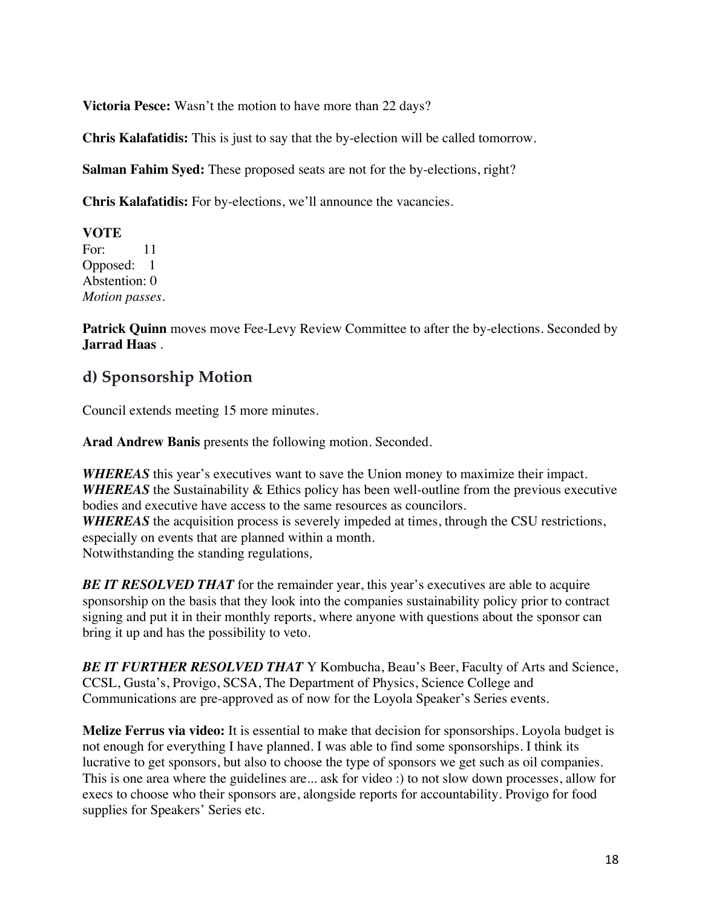**Victoria Pesce:** Wasn't the motion to have more than 22 days?

**Chris Kalafatidis:** This is just to say that the by-election will be called tomorrow.

**Salman Fahim Syed:** These proposed seats are not for the by-elections, right?

**Chris Kalafatidis:** For by-elections, we'll announce the vacancies.

**VOTE**
For: 11
Opposed: 1
Abstention: 0
*Motion passes.*

**Patrick Quinn** moves move Fee-Levy Review Committee to after the by-elections. Seconded by **Jarrad Haas** .

## d) Sponsorship Motion

Council extends meeting 15 more minutes.

**Arad Andrew Banis** presents the following motion. Seconded.

***WHEREAS*** this year's executives want to save the Union money to maximize their impact.
***WHEREAS*** the Sustainability & Ethics policy has been well-outline from the previous executive bodies and executive have access to the same resources as councilors.
***WHEREAS*** the acquisition process is severely impeded at times, through the CSU restrictions, especially on events that are planned within a month.
Notwithstanding the standing regulations,

***BE IT RESOLVED THAT*** for the remainder year, this year's executives are able to acquire sponsorship on the basis that they look into the companies sustainability policy prior to contract signing and put it in their monthly reports, where anyone with questions about the sponsor can bring it up and has the possibility to veto.

***BE IT FURTHER RESOLVED THAT*** Y Kombucha, Beau's Beer, Faculty of Arts and Science, CCSL, Gusta's, Provigo, SCSA, The Department of Physics, Science College and Communications are pre-approved as of now for the Loyola Speaker's Series events.

**Melize Ferrus via video:** It is essential to make that decision for sponsorships. Loyola budget is not enough for everything I have planned. I was able to find some sponsorships. I think its lucrative to get sponsors, but also to choose the type of sponsors we get such as oil companies. This is one area where the guidelines are... ask for video :) to not slow down processes, allow for execs to choose who their sponsors are, alongside reports for accountability. Provigo for food supplies for Speakers' Series etc.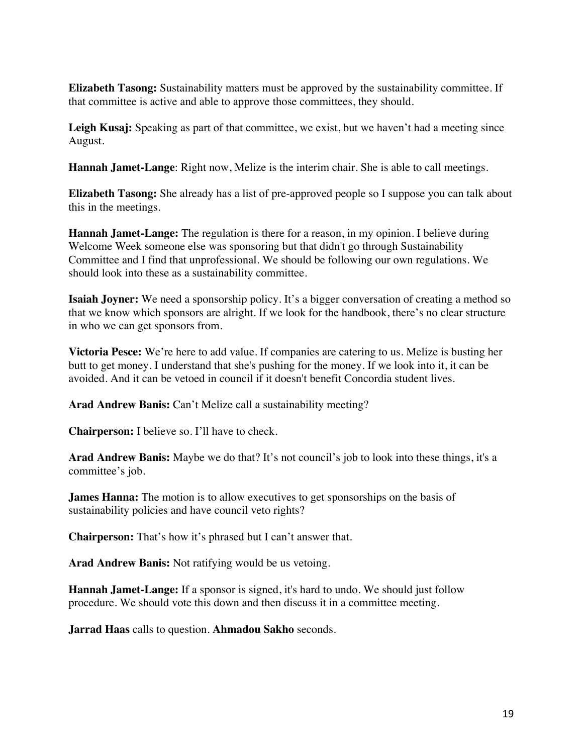**Elizabeth Tasong:** Sustainability matters must be approved by the sustainability committee. If that committee is active and able to approve those committees, they should.

**Leigh Kusaj:** Speaking as part of that committee, we exist, but we haven't had a meeting since August.

**Hannah Jamet-Lange**: Right now, Melize is the interim chair. She is able to call meetings.

**Elizabeth Tasong:** She already has a list of pre-approved people so I suppose you can talk about this in the meetings.

**Hannah Jamet-Lange:** The regulation is there for a reason, in my opinion. I believe during Welcome Week someone else was sponsoring but that didn't go through Sustainability Committee and I find that unprofessional. We should be following our own regulations. We should look into these as a sustainability committee.

**Isaiah Joyner:** We need a sponsorship policy. It's a bigger conversation of creating a method so that we know which sponsors are alright. If we look for the handbook, there's no clear structure in who we can get sponsors from.

**Victoria Pesce:** We're here to add value. If companies are catering to us. Melize is busting her butt to get money. I understand that she's pushing for the money. If we look into it, it can be avoided. And it can be vetoed in council if it doesn't benefit Concordia student lives.

**Arad Andrew Banis:** Can't Melize call a sustainability meeting?

**Chairperson:** I believe so. I'll have to check.

**Arad Andrew Banis:** Maybe we do that? It's not council's job to look into these things, it's a committee's job.

**James Hanna:** The motion is to allow executives to get sponsorships on the basis of sustainability policies and have council veto rights?

**Chairperson:** That's how it's phrased but I can't answer that.

**Arad Andrew Banis:** Not ratifying would be us vetoing.

**Hannah Jamet-Lange:** If a sponsor is signed, it's hard to undo. We should just follow procedure. We should vote this down and then discuss it in a committee meeting.

**Jarrad Haas** calls to question. **Ahmadou Sakho** seconds.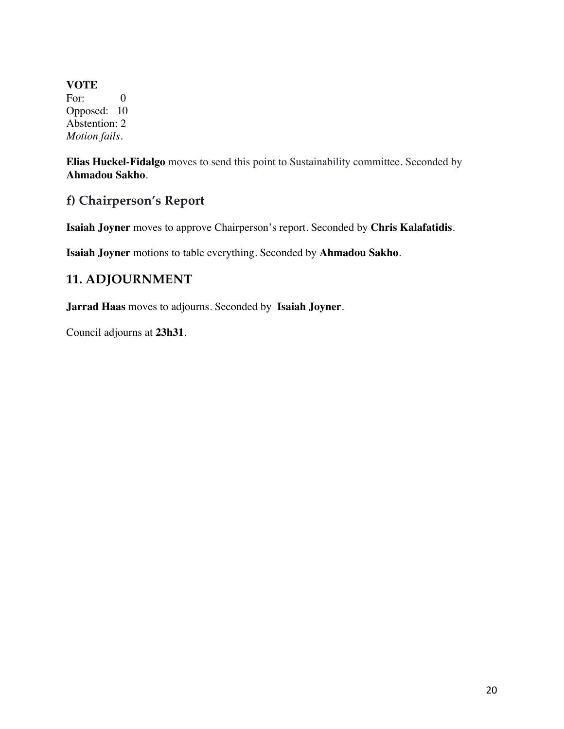**VOTE**
For: 0
Opposed: 10
Abstention: 2
*Motion fails*.

**Elias Huckel-Fidalgo** moves to send this point to Sustainability committee. Seconded by **Ahmadou Sakho**.

## f) Chairperson's Report

**Isaiah Joyner** moves to approve Chairperson's report. Seconded by **Chris Kalafatidis**.

**Isaiah Joyner** motions to table everything. Seconded by **Ahmadou Sakho**.

## 11. ADJOURNMENT

**Jarrad Haas** moves to adjourns. Seconded by **Isaiah Joyner**.

Council adjourns at **23h31**.